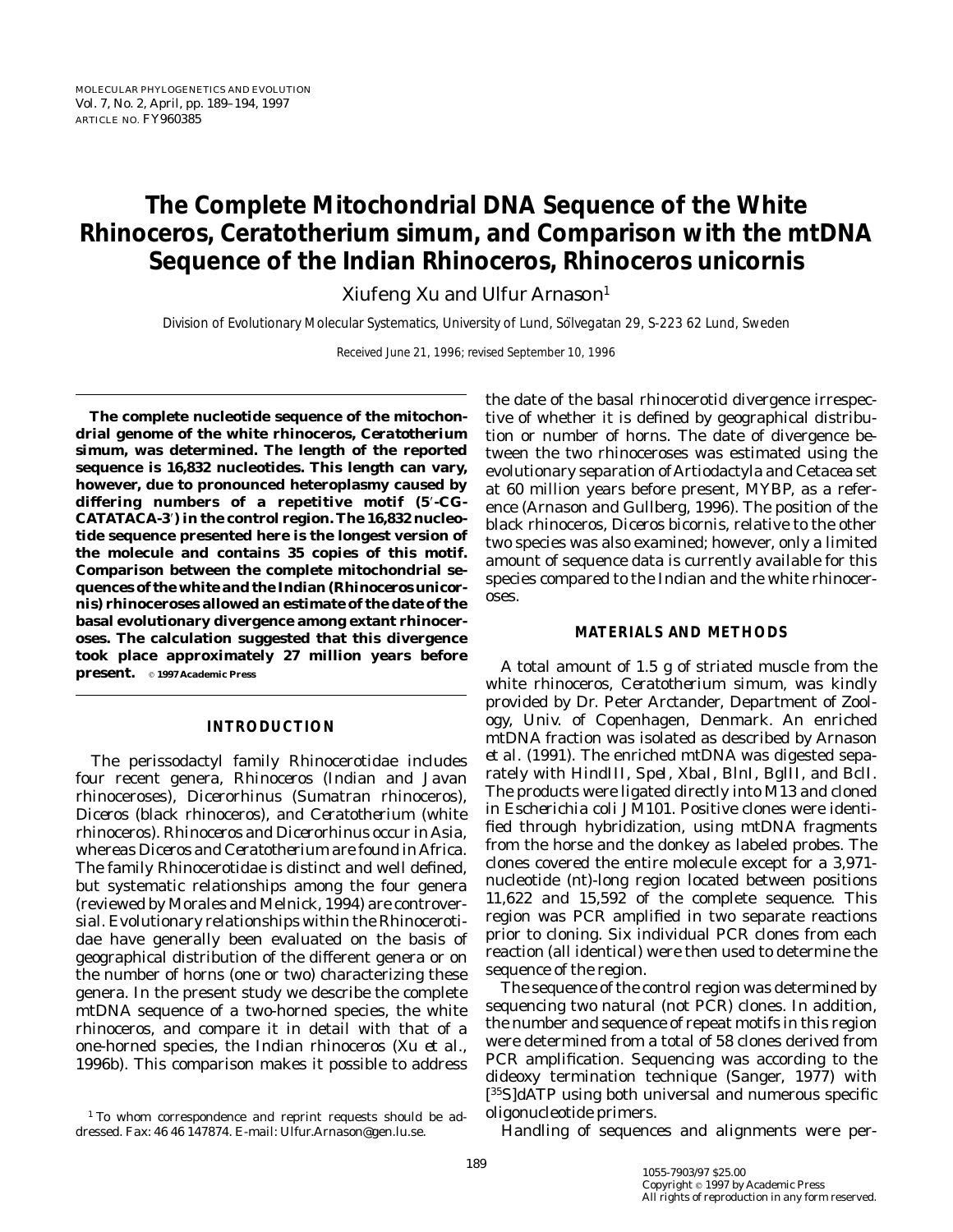# The Complete Mitochondrial DNA Sequence of the White Rhinoceros, *Ceratotherium simum*, and Comparison with the mtDNA Sequence of the Indian Rhinoceros, *Rhinoceros unicornis*

Xiufeng Xu and Ulfur Arnason[1]

*Division of Evolutionary Molecular Systematics, University of Lund, Sölvegatan 29, S-223 62 Lund, Sweden*

Received June 21, 1996; revised September 10, 1996

**The complete nucleotide sequence of the mitochondrial genome of the white rhinoceros, *Ceratotherium simum*, was determined. The length of the reported sequence is 16,832 nucleotides. This length can vary, however, due to pronounced heteroplasmy caused by differing numbers of a repetitive motif (5′-CGCATATACA-3′) in the control region. The 16,832 nucleotide sequence presented here is the longest version of the molecule and contains 35 copies of this motif. Comparison between the complete mitochondrial sequences of the white and the Indian (*Rhinoceros unicornis*) rhinoceroses allowed an estimate of the date of the basal evolutionary divergence among extant rhinoceroses. The calculation suggested that this divergence took place approximately 27 million years before present.** © 1997 Academic Press

## INTRODUCTION

The perissodactyl family Rhinocerotidae includes four recent genera, *Rhinoceros* (Indian and Javan rhinoceroses), *Dicerorhinus* (Sumatran rhinoceros), *Diceros* (black rhinoceros), and *Ceratotherium* (white rhinoceros). *Rhinoceros* and *Dicerorhinus* occur in Asia, whereas *Diceros* and *Ceratotherium* are found in Africa. The family Rhinocerotidae is distinct and well defined, but systematic relationships among the four genera (reviewed by Morales and Melnick, 1994) are controversial. Evolutionary relationships within the Rhinocerotidae have generally been evaluated on the basis of geographical distribution of the different genera or on the number of horns (one or two) characterizing these genera. In the present study we describe the complete mtDNA sequence of a two-horned species, the white rhinoceros, and compare it in detail with that of a one-horned species, the Indian rhinoceros (Xu *et al.*, 1996b). This comparison makes it possible to address the date of the basal rhinocerotid divergence irrespective of whether it is defined by geographical distribution or number of horns. The date of divergence between the two rhinoceroses was estimated using the evolutionary separation of Artiodactyla and Cetacea set at 60 million years before present, MYBP, as a reference (Arnason and Gullberg, 1996). The position of the black rhinoceros, *Diceros bicornis*, relative to the other two species was also examined; however, only a limited amount of sequence data is currently available for this species compared to the Indian and the white rhinoceroses.

## MATERIALS AND METHODS

A total amount of 1.5 g of striated muscle from the white rhinoceros, *Ceratotherium simum*, was kindly provided by Dr. Peter Arctander, Department of Zoology, Univ. of Copenhagen, Denmark. An enriched mtDNA fraction was isolated as described by Arnason *et al.* (1991). The enriched mtDNA was digested separately with HindIII, SpeI, XbaI, BlnI, BglII, and BclI. The products were ligated directly into M13 and cloned in *Escherichia coli* JM101. Positive clones were identified through hybridization, using mtDNA fragments from the horse and the donkey as labeled probes. The clones covered the entire molecule except for a 3,971-nucleotide (nt)-long region located between positions 11,622 and 15,592 of the complete sequence. This region was PCR amplified in two separate reactions prior to cloning. Six individual PCR clones from each reaction (all identical) were then used to determine the sequence of the region.

The sequence of the control region was determined by sequencing two natural (not PCR) clones. In addition, the number and sequence of repeat motifs in this region were determined from a total of 58 clones derived from PCR amplification. Sequencing was according to the dideoxy termination technique (Sanger, 1977) with [$^{35}$S]dATP using both universal and numerous specific oligonucleotide primers.

Handling of sequences and alignments were per-

[1] To whom correspondence and reprint requests should be addressed. Fax: 46 46 147874. E-mail: Ulfur.Arnason@gen.lu.se.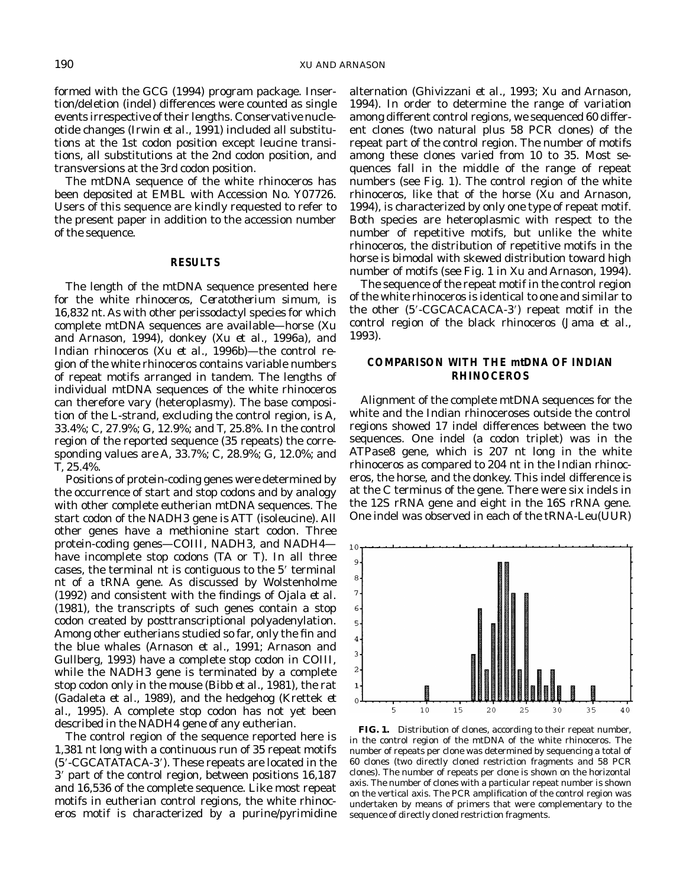formed with the GCG (1994) program package. Insertion/deletion (indel) differences were counted as single events irrespective of their lengths. Conservative nucleotide changes (Irwin *et al.*, 1991) included all substitutions at the 1st codon position except leucine transitions, all substitutions at the 2nd codon position, and transversions at the 3rd codon position.

The mtDNA sequence of the white rhinoceros has been deposited at EMBL with Accession No. Y07726. Users of this sequence are kindly requested to refer to the present paper in addition to the accession number of the sequence.

## RESULTS

The length of the mtDNA sequence presented here for the white rhinoceros, *Ceratotherium simum*, is 16,832 nt. As with other perissodactyl species for which complete mtDNA sequences are available—horse (Xu and Arnason, 1994), donkey (Xu *et al.*, 1996a), and Indian rhinoceros (Xu *et al.*, 1996b)—the control region of the white rhinoceros contains variable numbers of repeat motifs arranged in tandem. The lengths of individual mtDNA sequences of the white rhinoceros can therefore vary (heteroplasmy). The base composition of the L-strand, excluding the control region, is A, 33.4%; C, 27.9%; G, 12.9%; and T, 25.8%. In the control region of the reported sequence (35 repeats) the corresponding values are A, 33.7%; C, 28.9%; G, 12.0%; and T, 25.4%.

Positions of protein-coding genes were determined by the occurrence of start and stop codons and by analogy with other complete eutherian mtDNA sequences. The start codon of the NADH3 gene is ATT (isoleucine). All other genes have a methionine start codon. Three protein-coding genes—COIII, NADH3, and NADH4—have incomplete stop codons (TA or T). In all three cases, the terminal nt is contiguous to the 5′ terminal nt of a tRNA gene. As discussed by Wolstenholme (1992) and consistent with the findings of Ojala *et al.* (1981), the transcripts of such genes contain a stop codon created by posttranscriptional polyadenylation. Among other eutherians studied so far, only the fin and the blue whales (Arnason *et al.*, 1991; Arnason and Gullberg, 1993) have a complete stop codon in COIII, while the NADH3 gene is terminated by a complete stop codon only in the mouse (Bibb *et al.*, 1981), the rat (Gadaleta *et al.*, 1989), and the hedgehog (Krettek *et al.*, 1995). A complete stop codon has not yet been described in the NADH4 gene of any eutherian.

The control region of the sequence reported here is 1,381 nt long with a continuous run of 35 repeat motifs (5′-CGCATATACA-3′). These repeats are located in the 3′ part of the control region, between positions 16,187 and 16,536 of the complete sequence. Like most repeat motifs in eutherian control regions, the white rhinoceros motif is characterized by a purine/pyrimidine alternation (Ghivizzani *et al.*, 1993; Xu and Arnason, 1994). In order to determine the range of variation among different control regions, we sequenced 60 different clones (two natural plus 58 PCR clones) of the repeat part of the control region. The number of motifs among these clones varied from 10 to 35. Most sequences fall in the middle of the range of repeat numbers (see Fig. 1). The control region of the white rhinoceros, like that of the horse (Xu and Arnason, 1994), is characterized by only one type of repeat motif. Both species are heteroplasmic with respect to the number of repetitive motifs, but unlike the white rhinoceros, the distribution of repetitive motifs in the horse is bimodal with skewed distribution toward high number of motifs (see Fig. 1 in Xu and Arnason, 1994).

The sequence of the repeat motif in the control region of the white rhinoceros is identical to one and similar to the other (5′-CGCACACACA-3′) repeat motif in the control region of the black rhinoceros (Jama *et al.*, 1993).

## COMPARISON WITH THE mtDNA OF INDIAN RHINOCEROS

Alignment of the complete mtDNA sequences for the white and the Indian rhinoceroses outside the control regions showed 17 indel differences between the two sequences. One indel (a codon triplet) was in the ATPase8 gene, which is 207 nt long in the white rhinoceros as compared to 204 nt in the Indian rhinoceros, the horse, and the donkey. This indel difference is at the C terminus of the gene. There were six indels in the 12S rRNA gene and eight in the 16S rRNA gene. One indel was observed in each of the tRNA-Leu(UUR)

10
9
8
7
6
5
4
3
2
1
0
5
10
15
20
25
30
35
40

**FIG. 1.** Distribution of clones, according to their repeat number, in the control region of the mtDNA of the white rhinoceros. The number of repeats per clone was determined by sequencing a total of 60 clones (two directly cloned restriction fragments and 58 PCR clones). The number of repeats per clone is shown on the horizontal axis. The number of clones with a particular repeat number is shown on the vertical axis. The PCR amplification of the control region was undertaken by means of primers that were complementary to the sequence of directly cloned restriction fragments.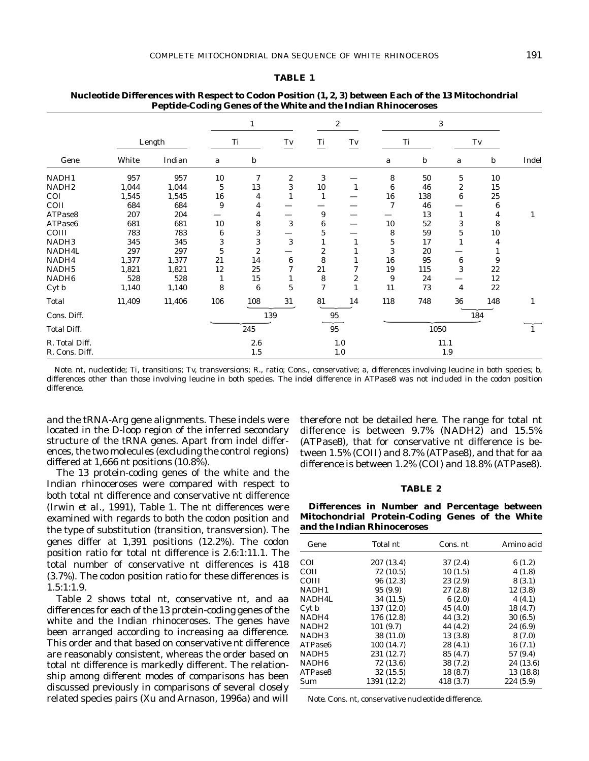**TABLE 1**

**Nucleotide Differences with Respect to Codon Position (1, 2, 3) between Each of the 13 Mitochondrial Peptide-Coding Genes of the White and the Indian Rhinoceroses**

| Gene | Length | | 1 | | | 2 | | 3 | | | | Indel |
|---|---|---|---|---|---|---|---|---|---|---|---|---|
| | White | Indian | Ti | | Tv | Ti | Tv | Ti | | Tv | | |
| | | | a | b | | | | a | b | a | b | |
| NADH1 | 957 | 957 | 10 | 7 | 2 | 3 | — | 8 | 50 | 5 | 10 | |
| NADH2 | 1,044 | 1,044 | 5 | 13 | 3 | 10 | 1 | 6 | 46 | 2 | 15 | |
| COI | 1,545 | 1,545 | 16 | 4 | 1 | 1 | — | 16 | 138 | 6 | 25 | |
| COII | 684 | 684 | 9 | 4 | — | — | — | 7 | 46 | — | 6 | |
| ATPase8 | 207 | 204 | — | 4 | — | 9 | — | — | 13 | 1 | 4 | 1 |
| ATPase6 | 681 | 681 | 10 | 8 | 3 | 6 | — | 10 | 52 | 3 | 8 | |
| COIII | 783 | 783 | 6 | 3 | — | 5 | — | 8 | 59 | 5 | 10 | |
| NADH3 | 345 | 345 | 3 | 3 | 3 | 1 | 1 | 5 | 17 | 1 | 4 | |
| NADH4L | 297 | 297 | 5 | 2 | — | 2 | 1 | 3 | 20 | — | 1 | |
| NADH4 | 1,377 | 1,377 | 21 | 14 | 6 | 8 | 1 | 16 | 95 | 6 | 9 | |
| NADH5 | 1,821 | 1,821 | 12 | 25 | 7 | 21 | 7 | 19 | 115 | 3 | 22 | |
| NADH6 | 528 | 528 | 1 | 15 | 1 | 8 | 2 | 9 | 24 | — | 12 | |
| Cyt b | 1,140 | 1,140 | 8 | 6 | 5 | 7 | 1 | 11 | 73 | 4 | 22 | |
| Total | 11,409 | 11,406 | 106 | 108 | 31 | 81 | 14 | 118 | 748 | 36 | 148 | 1 |
| Cons. Diff. | | | | 139 | | 95 | | | | 184 | | |
| Total Diff. | | | | 245 | | 95 | | | 1050 | | | 1 |
| R. Total Diff. | | | | 2.6 | | 1.0 | | | 11.1 | | | |
| R. Cons. Diff. | | | | 1.5 | | 1.0 | | | 1.9 | | | |

Note. nt, nucleotide; Ti, transitions; Tv, transversions; R., ratio; Cons., conservative; a, differences involving leucine in both species; b, differences other than those involving leucine in both species. The indel difference in ATPase8 was not included in the codon position difference.

and the tRNA-Arg gene alignments. These indels were located in the D-loop region of the inferred secondary structure of the tRNA genes. Apart from indel differences, the two molecules (excluding the control regions) differed at 1,666 nt positions (10.8%).

The 13 protein-coding genes of the white and the Indian rhinoceroses were compared with respect to both total nt difference and conservative nt difference (Irwin *et al.*, 1991), Table 1. The nt differences were examined with regards to both the codon position and the type of substitution (transition, transversion). The genes differ at 1,391 positions (12.2%). The codon position ratio for total nt difference is 2.6:1:11.1. The total number of conservative nt differences is 418 (3.7%). The codon position ratio for these differences is 1.5:1:1.9.

Table 2 shows total nt, conservative nt, and aa differences for each of the 13 protein-coding genes of the white and the Indian rhinoceroses. The genes have been arranged according to increasing aa difference. This order and that based on conservative nt difference are reasonably consistent, whereas the order based on total nt difference is markedly different. The relationship among different modes of comparisons has been discussed previously in comparisons of several closely related species pairs (Xu and Arnason, 1996a) and will therefore not be detailed here. The range for total nt difference is between 9.7% (NADH2) and 15.5% (ATPase8), that for conservative nt difference is between 1.5% (COII) and 8.7% (ATPase8), and that for aa difference is between 1.2% (COI) and 18.8% (ATPase8).

**TABLE 2**

**Differences in Number and Percentage between Mitochondrial Protein-Coding Genes of the White and the Indian Rhinoceroses**

| Gene | Total nt | Cons. nt | Amino acid |
|---|---|---|---|
| COI | 207 (13.4) | 37 (2.4) | 6 (1.2) |
| COII | 72 (10.5) | 10 (1.5) | 4 (1.8) |
| COIII | 96 (12.3) | 23 (2.9) | 8 (3.1) |
| NADH1 | 95 (9.9) | 27 (2.8) | 12 (3.8) |
| NADH4L | 34 (11.5) | 6 (2.0) | 4 (4.1) |
| Cyt b | 137 (12.0) | 45 (4.0) | 18 (4.7) |
| NADH4 | 176 (12.8) | 44 (3.2) | 30 (6.5) |
| NADH2 | 101 (9.7) | 44 (4.2) | 24 (6.9) |
| NADH3 | 38 (11.0) | 13 (3.8) | 8 (7.0) |
| ATPase6 | 100 (14.7) | 28 (4.1) | 16 (7.1) |
| NADH5 | 231 (12.7) | 85 (4.7) | 57 (9.4) |
| NADH6 | 72 (13.6) | 38 (7.2) | 24 (13.6) |
| ATPase8 | 32 (15.5) | 18 (8.7) | 13 (18.8) |
| Sum | 1391 (12.2) | 418 (3.7) | 224 (5.9) |

Note. Cons. nt, conservative nucleotide difference.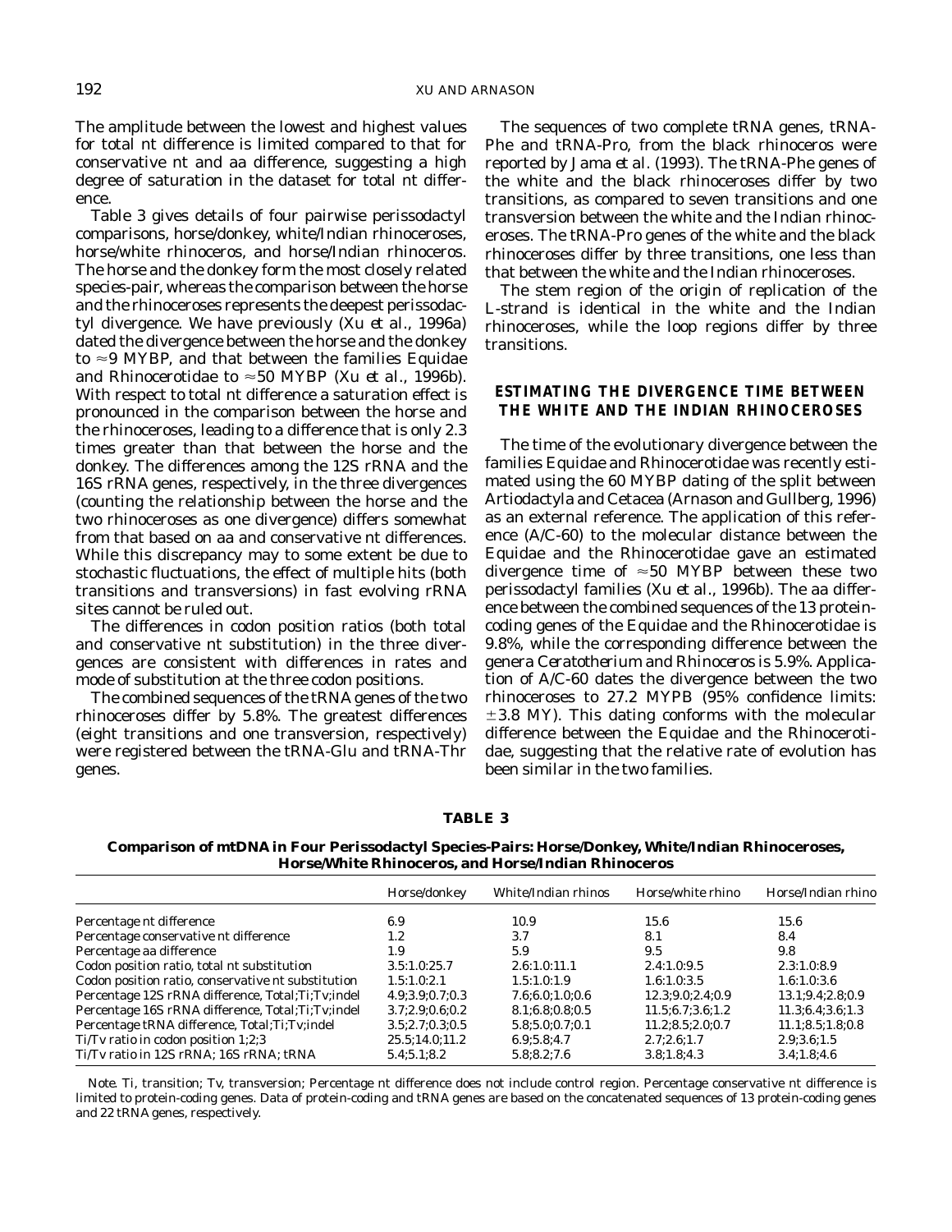The amplitude between the lowest and highest values for total nt difference is limited compared to that for conservative nt and aa difference, suggesting a high degree of saturation in the dataset for total nt difference.

Table 3 gives details of four pairwise perissodactyl comparisons, horse/donkey, white/Indian rhinoceroses, horse/white rhinoceros, and horse/Indian rhinoceros. The horse and the donkey form the most closely related species-pair, whereas the comparison between the horse and the rhinoceroses represents the deepest perissodactyl divergence. We have previously (Xu *et al.*, 1996a) dated the divergence between the horse and the donkey to ≈9 MYBP, and that between the families Equidae and Rhinocerotidae to ≈50 MYBP (Xu *et al.*, 1996b). With respect to total nt difference a saturation effect is pronounced in the comparison between the horse and the rhinoceroses, leading to a difference that is only 2.3 times greater than that between the horse and the donkey. The differences among the 12S rRNA and the 16S rRNA genes, respectively, in the three divergences (counting the relationship between the horse and the two rhinoceroses as one divergence) differs somewhat from that based on aa and conservative nt differences. While this discrepancy may to some extent be due to stochastic fluctuations, the effect of multiple hits (both transitions and transversions) in fast evolving rRNA sites cannot be ruled out.

The differences in codon position ratios (both total and conservative nt substitution) in the three divergences are consistent with differences in rates and mode of substitution at the three codon positions.

The combined sequences of the tRNA genes of the two rhinoceroses differ by 5.8%. The greatest differences (eight transitions and one transversion, respectively) were registered between the tRNA-Glu and tRNA-Thr genes.

The sequences of two complete tRNA genes, tRNA-Phe and tRNA-Pro, from the black rhinoceros were reported by Jama *et al.* (1993). The tRNA-Phe genes of the white and the black rhinoceroses differ by two transitions, as compared to seven transitions and one transversion between the white and the Indian rhinoceroses. The tRNA-Pro genes of the white and the black rhinoceroses differ by three transitions, one less than that between the white and the Indian rhinoceroses.

The stem region of the origin of replication of the L-strand is identical in the white and the Indian rhinoceroses, while the loop regions differ by three transitions.

## ESTIMATING THE DIVERGENCE TIME BETWEEN THE WHITE AND THE INDIAN RHINOCEROSES

The time of the evolutionary divergence between the families Equidae and Rhinocerotidae was recently estimated using the 60 MYBP dating of the split between Artiodactyla and Cetacea (Arnason and Gullberg, 1996) as an external reference. The application of this reference (A/C-60) to the molecular distance between the Equidae and the Rhinocerotidae gave an estimated divergence time of ≈50 MYBP between these two perissodactyl families (Xu *et al.*, 1996b). The aa difference between the combined sequences of the 13 protein-coding genes of the Equidae and the Rhinocerotidae is 9.8%, while the corresponding difference between the genera *Ceratotherium* and *Rhinoceros* is 5.9%. Application of A/C-60 dates the divergence between the two rhinoceroses to 27.2 MYPB (95% confidence limits: ±3.8 MY). This dating conforms with the molecular difference between the Equidae and the Rhinocerotidae, suggesting that the relative rate of evolution has been similar in the two families.

**TABLE 3**

**Comparison of mtDNA in Four Perissodactyl Species-Pairs: Horse/Donkey, White/Indian Rhinoceroses, Horse/White Rhinoceros, and Horse/Indian Rhinoceros**

| | Horse/donkey | White/Indian rhinos | Horse/white rhino | Horse/Indian rhino |
|---|---|---|---|---|
| Percentage nt difference | 6.9 | 10.9 | 15.6 | 15.6 |
| Percentage conservative nt difference | 1.2 | 3.7 | 8.1 | 8.4 |
| Percentage aa difference | 1.9 | 5.9 | 9.5 | 9.8 |
| Codon position ratio, total nt substitution | 3.5:1.0:25.7 | 2.6:1.0:11.1 | 2.4:1.0:9.5 | 2.3:1.0:8.9 |
| Codon position ratio, conservative nt substitution | 1.5:1.0:2.1 | 1.5:1.0:1.9 | 1.6:1.0:3.5 | 1.6:1.0:3.6 |
| Percentage 12S rRNA difference, Total;Ti;Tv;indel | 4.9;3.9;0.7;0.3 | 7.6;6.0;1.0;0.6 | 12.3;9.0;2.4;0.9 | 13.1;9.4;2.8;0.9 |
| Percentage 16S rRNA difference, Total;Ti;Tv;indel | 3.7;2.9;0.6;0.2 | 8.1;6.8;0.8;0.5 | 11.5;6.7;3.6;1.2 | 11.3;6.4;3.6;1.3 |
| Percentage tRNA difference, Total;Ti;Tv;indel | 3.5;2.7;0.3;0.5 | 5.8;5.0;0.7;0.1 | 11.2;8.5;2.0;0.7 | 11.1;8.5;1.8;0.8 |
| Ti/Tv ratio in codon position 1;2;3 | 25.5;14.0;11.2 | 6.9;5.8;4.7 | 2.7;2.6;1.7 | 2.9;3.6;1.5 |
| Ti/Tv ratio in 12S rRNA; 16S rRNA; tRNA | 5.4;5.1;8.2 | 5.8;8.2;7.6 | 3.8;1.8;4.3 | 3.4;1.8;4.6 |

*Note.* Ti, transition; Tv, transversion; Percentage nt difference does not include control region. Percentage conservative nt difference is limited to protein-coding genes. Data of protein-coding and tRNA genes are based on the concatenated sequences of 13 protein-coding genes and 22 tRNA genes, respectively.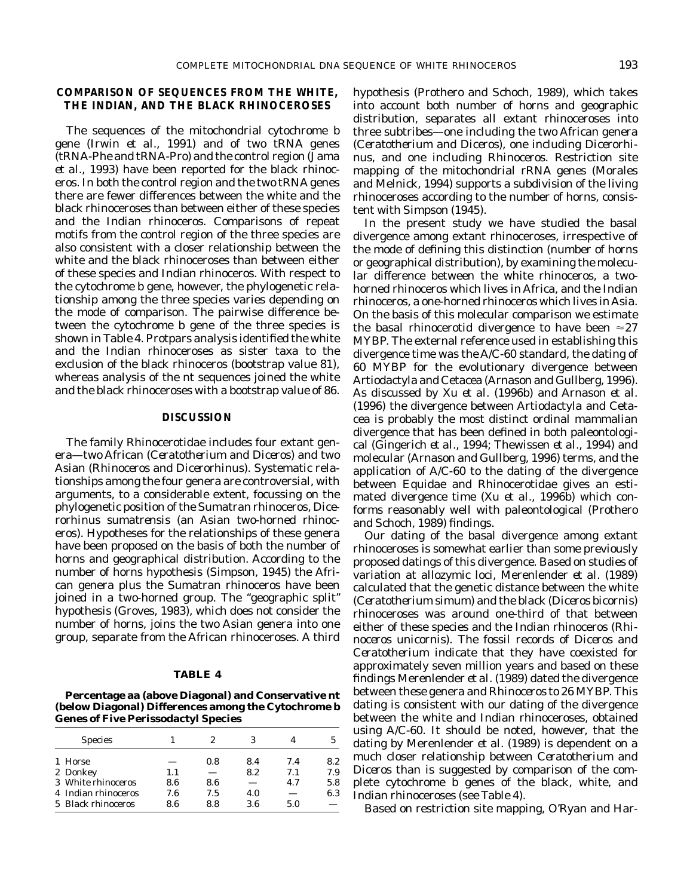## COMPARISON OF SEQUENCES FROM THE WHITE, THE INDIAN, AND THE BLACK RHINOCEROSES

The sequences of the mitochondrial cytochrome b gene (Irwin *et al.*, 1991) and of two tRNA genes (tRNA-Phe and tRNA-Pro) and the control region (Jama *et al.*, 1993) have been reported for the black rhinoceros. In both the control region and the two tRNA genes there are fewer differences between the white and the black rhinoceroses than between either of these species and the Indian rhinoceros. Comparisons of repeat motifs from the control region of the three species are also consistent with a closer relationship between the white and the black rhinoceroses than between either of these species and Indian rhinoceros. With respect to the cytochrome b gene, however, the phylogenetic relationship among the three species varies depending on the mode of comparison. The pairwise difference between the cytochrome b gene of the three species is shown in Table 4. Protpars analysis identified the white and the Indian rhinoceroses as sister taxa to the exclusion of the black rhinoceros (bootstrap value 81), whereas analysis of the nt sequences joined the white and the black rhinoceroses with a bootstrap value of 86.

## DISCUSSION

The family Rhinocerotidae includes four extant genera—two African (*Ceratotherium* and *Diceros*) and two Asian (*Rhinoceros* and *Dicerorhinus*). Systematic relationships among the four genera are controversial, with arguments, to a considerable extent, focussing on the phylogenetic position of the Sumatran rhinoceros, *Dicerorhinus sumatrensis* (an Asian two-horned rhinoceros). Hypotheses for the relationships of these genera have been proposed on the basis of both the number of horns and geographical distribution. According to the number of horns hypothesis (Simpson, 1945) the African genera plus the Sumatran rhinoceros have been joined in a two-horned group. The "geographic split" hypothesis (Groves, 1983), which does not consider the number of horns, joins the two Asian genera into one group, separate from the African rhinoceroses. A third hypothesis (Prothero and Schoch, 1989), which takes into account both number of horns and geographic distribution, separates all extant rhinoceroses into three subtribes—one including the two African genera (*Ceratotherium* and *Diceros*), one including *Dicerorhinus*, and one including *Rhinoceros*. Restriction site mapping of the mitochondrial rRNA genes (Morales and Melnick, 1994) supports a subdivision of the living rhinoceroses according to the number of horns, consistent with Simpson (1945).

In the present study we have studied the basal divergence among extant rhinoceroses, irrespective of the mode of defining this distinction (number of horns or geographical distribution), by examining the molecular difference between the white rhinoceros, a two-horned rhinoceros which lives in Africa, and the Indian rhinoceros, a one-horned rhinoceros which lives in Asia. On the basis of this molecular comparison we estimate the basal rhinocerotid divergence to have been $\approx 27$ MYBP. The external reference used in establishing this divergence time was the A/C-60 standard, the dating of 60 MYBP for the evolutionary divergence between Artiodactyla and Cetacea (Arnason and Gullberg, 1996). As discussed by Xu *et al.* (1996b) and Arnason *et al.* (1996) the divergence between Artiodactyla and Cetacea is probably the most distinct ordinal mammalian divergence that has been defined in both paleontological (Gingerich *et al.*, 1994; Thewissen *et al.*, 1994) and molecular (Arnason and Gullberg, 1996) terms, and the application of A/C-60 to the dating of the divergence between Equidae and Rhinocerotidae gives an estimated divergence time (Xu *et al.*, 1996b) which conforms reasonably well with paleontological (Prothero and Schoch, 1989) findings.

Our dating of the basal divergence among extant rhinoceroses is somewhat earlier than some previously proposed datings of this divergence. Based on studies of variation at allozymic loci, Merenlender *et al.* (1989) calculated that the genetic distance between the white (*Ceratotherium simum*) and the black (*Diceros bicornis*) rhinoceroses was around one-third of that between either of these species and the Indian rhinoceros (*Rhinoceros unicornis*). The fossil records of *Diceros* and *Ceratotherium* indicate that they have coexisted for approximately seven million years and based on these findings Merenlender *et al.* (1989) dated the divergence between these genera and *Rhinoceros* to 26 MYBP. This dating is consistent with our dating of the divergence between the white and Indian rhinoceroses, obtained using A/C-60. It should be noted, however, that the dating by Merenlender *et al.* (1989) is dependent on a much closer relationship between *Ceratotherium* and *Diceros* than is suggested by comparison of the complete cytochrome b genes of the black, white, and Indian rhinoceroses (see Table 4).

**TABLE 4**

**Percentage aa (above Diagonal) and Conservative nt (below Diagonal) Differences among the Cytochrome b Genes of Five Perissodactyl Species**

| Species | 1 | 2 | 3 | 4 | 5 |
|---|---|---|---|---|---|
| 1 Horse | — | 0.8 | 8.4 | 7.4 | 8.2 |
| 2 Donkey | 1.1 | — | 8.2 | 7.1 | 7.9 |
| 3 White rhinoceros | 8.6 | 8.6 | — | 4.7 | 5.8 |
| 4 Indian rhinoceros | 7.6 | 7.5 | 4.0 | — | 6.3 |
| 5 Black rhinoceros | 8.6 | 8.8 | 3.6 | 5.0 | — |

Based on restriction site mapping, O'Ryan and Har-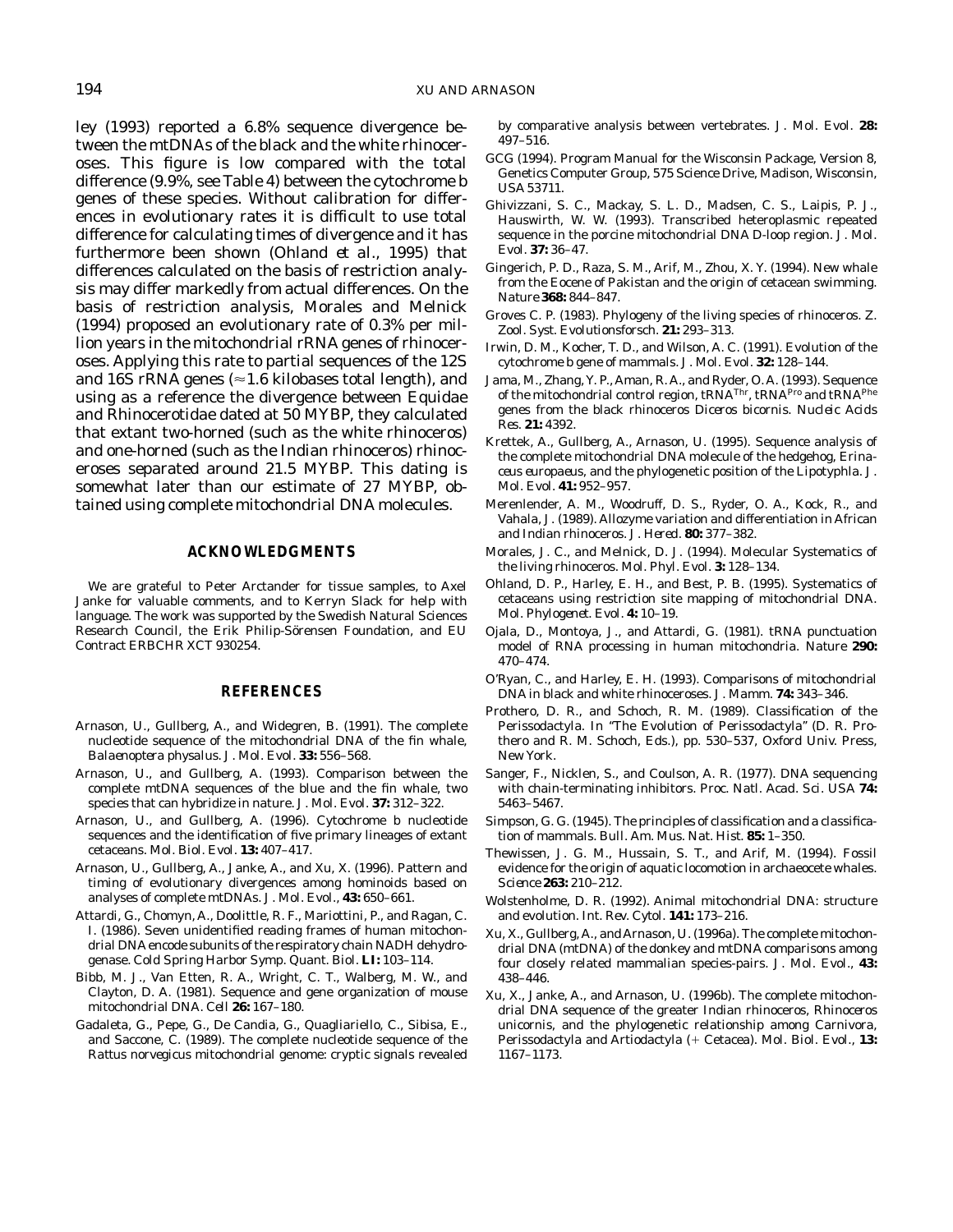ley (1993) reported a 6.8% sequence divergence between the mtDNAs of the black and the white rhinoceroses. This figure is low compared with the total difference (9.9%, see Table 4) between the cytochrome b genes of these species. Without calibration for differences in evolutionary rates it is difficult to use total difference for calculating times of divergence and it has furthermore been shown (Ohland *et al.*, 1995) that differences calculated on the basis of restriction analysis may differ markedly from actual differences. On the basis of restriction analysis, Morales and Melnick (1994) proposed an evolutionary rate of 0.3% per million years in the mitochondrial rRNA genes of rhinoceroses. Applying this rate to partial sequences of the 12S and 16S rRNA genes ($\approx$1.6 kilobases total length), and using as a reference the divergence between Equidae and Rhinocerotidae dated at 50 MYBP, they calculated that extant two-horned (such as the white rhinoceros) and one-horned (such as the Indian rhinoceros) rhinoceroses separated around 21.5 MYBP. This dating is somewhat later than our estimate of 27 MYBP, obtained using complete mitochondrial DNA molecules.

## ACKNOWLEDGMENTS

We are grateful to Peter Arctander for tissue samples, to Axel Janke for valuable comments, and to Kerryn Slack for help with language. The work was supported by the Swedish Natural Sciences Research Council, the Erik Philip-Sörensen Foundation, and EU Contract ERBCHR XCT 930254.

## REFERENCES

Arnason, U., Gullberg, A., and Widegren, B. (1991). The complete nucleotide sequence of the mitochondrial DNA of the fin whale, *Balaenoptera physalus.* *J. Mol. Evol.* **33:** 556–568.

Arnason, U., and Gullberg, A. (1993). Comparison between the complete mtDNA sequences of the blue and the fin whale, two species that can hybridize in nature. *J. Mol. Evol.* **37:** 312–322.

Arnason, U., and Gullberg, A. (1996). Cytochrome b nucleotide sequences and the identification of five primary lineages of extant cetaceans. *Mol. Biol. Evol.* **13:** 407–417.

Arnason, U., Gullberg, A., Janke, A., and Xu, X. (1996). Pattern and timing of evolutionary divergences among hominoids based on analyses of complete mtDNAs. *J. Mol. Evol.*, **43:** 650–661.

Attardi, G., Chomyn, A., Doolittle, R. F., Mariottini, P., and Ragan, C. I. (1986). Seven unidentified reading frames of human mitochondrial DNA encode subunits of the respiratory chain NADH dehydrogenase. *Cold Spring Harbor Symp. Quant. Biol.* **LI:** 103–114.

Bibb, M. J., Van Etten, R. A., Wright, C. T., Walberg, M. W., and Clayton, D. A. (1981). Sequence and gene organization of mouse mitochondrial DNA. *Cell* **26:** 167–180.

Gadaleta, G., Pepe, G., De Candia, G., Quagliariello, C., Sibisa, E., and Saccone, C. (1989). The complete nucleotide sequence of the *Rattus norvegicus* mitochondrial genome: cryptic signals revealed by comparative analysis between vertebrates. *J. Mol. Evol.* **28:** 497–516.

GCG (1994). Program Manual for the Wisconsin Package, Version 8, Genetics Computer Group, 575 Science Drive, Madison, Wisconsin, USA 53711.

Ghivizzani, S. C., Mackay, S. L. D., Madsen, C. S., Laipis, P. J., Hauswirth, W. W. (1993). Transcribed heteroplasmic repeated sequence in the porcine mitochondrial DNA D-loop region. *J. Mol. Evol.* **37:** 36–47.

Gingerich, P. D., Raza, S. M., Arif, M., Zhou, X. Y. (1994). New whale from the Eocene of Pakistan and the origin of cetacean swimming. *Nature* **368:** 844–847.

Groves C. P. (1983). Phylogeny of the living species of rhinoceros. *Z. Zool. Syst. Evolutionsforsch.* **21:** 293–313.

Irwin, D. M., Kocher, T. D., and Wilson, A. C. (1991). Evolution of the cytochrome b gene of mammals. *J. Mol. Evol.* **32:** 128–144.

Jama, M., Zhang, Y. P., Aman, R. A., and Ryder, O. A. (1993). Sequence of the mitochondrial control region, $tRNA^{Thr}$, $tRNA^{Pro}$ and $tRNA^{Phe}$ genes from the black rhinoceros *Diceros bicornis.* *Nucleic Acids Res.* **21:** 4392.

Krettek, A., Gullberg, A., Arnason, U. (1995). Sequence analysis of the complete mitochondrial DNA molecule of the hedgehog, *Erinaceus europaeus*, and the phylogenetic position of the Lipotyphla. *J. Mol. Evol.* **41:** 952–957.

Merenlender, A. M., Woodruff, D. S., Ryder, O. A., Kock, R., and Vahala, J. (1989). Allozyme variation and differentiation in African and Indian rhinoceros. *J. Hered.* **80:** 377–382.

Morales, J. C., and Melnick, D. J. (1994). Molecular Systematics of the living rhinoceros. *Mol. Phyl. Evol.* **3:** 128–134.

Ohland, D. P., Harley, E. H., and Best, P. B. (1995). Systematics of cetaceans using restriction site mapping of mitochondrial DNA. *Mol. Phylogenet. Evol.* **4:** 10–19.

Ojala, D., Montoya, J., and Attardi, G. (1981). tRNA punctuation model of RNA processing in human mitochondria. *Nature* **290:** 470–474.

O'Ryan, C., and Harley, E. H. (1993). Comparisons of mitochondrial DNA in black and white rhinoceroses. *J. Mamm.* **74:** 343–346.

Prothero, D. R., and Schoch, R. M. (1989). Classification of the Perissodactyla. *In* "The Evolution of Perissodactyla" (D. R. Prothero and R. M. Schoch, Eds.), pp. 530–537, Oxford Univ. Press, New York.

Sanger, F., Nicklen, S., and Coulson, A. R. (1977). DNA sequencing with chain-terminating inhibitors. *Proc. Natl. Acad. Sci. USA* **74:** 5463–5467.

Simpson, G. G. (1945). The principles of classification and a classification of mammals. *Bull. Am. Mus. Nat. Hist.* **85:** 1–350.

Thewissen, J. G. M., Hussain, S. T., and Arif, M. (1994). Fossil evidence for the origin of aquatic locomotion in archaeocete whales. *Science* **263:** 210–212.

Wolstenholme, D. R. (1992). Animal mitochondrial DNA: structure and evolution. *Int. Rev. Cytol.* **141:** 173–216.

Xu, X., Gullberg, A., and Arnason, U. (1996a). The complete mitochondrial DNA (mtDNA) of the donkey and mtDNA comparisons among four closely related mammalian species-pairs. *J. Mol. Evol.*, **43:** 438–446.

Xu, X., Janke, A., and Arnason, U. (1996b). The complete mitochondrial DNA sequence of the greater Indian rhinoceros, *Rhinoceros unicornis*, and the phylogenetic relationship among Carnivora, Perissodactyla and Artiodactyla (+ Cetacea). *Mol. Biol. Evol.*, **13:** 1167–1173.